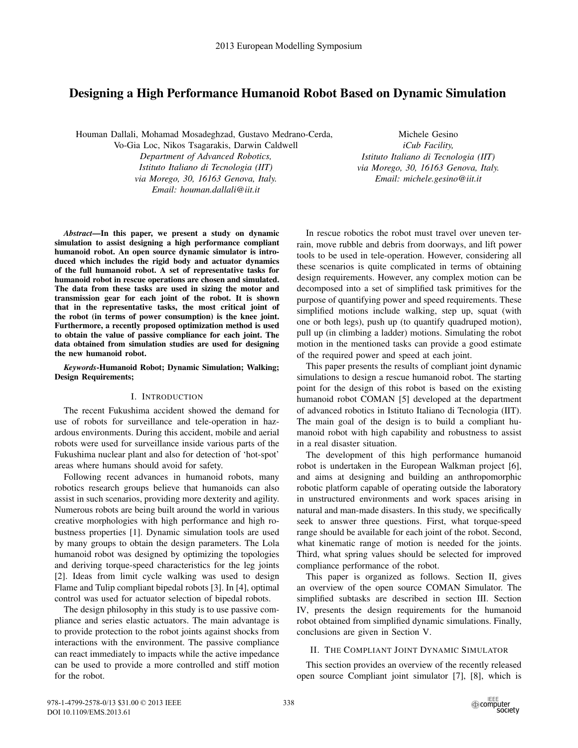# Designing a High Performance Humanoid Robot Based on Dynamic Simulation

Houman Dallali, Mohamad Mosadeghzad, Gustavo Medrano-Cerda, Vo-Gia Loc, Nikos Tsagarakis, Darwin Caldwell
*Department of Advanced Robotics, Istituto Italiano di Tecnologia (IIT) via Morego, 30, 16163 Genova, Italy. Email: houman.dallali@iit.it*

Michele Gesino
*iCub Facility, Istituto Italiano di Tecnologia (IIT) via Morego, 30, 16163 Genova, Italy. Email: michele.gesino@iit.it*

***Abstract*—In this paper, we present a study on dynamic simulation to assist designing a high performance compliant humanoid robot. An open source dynamic simulator is introduced which includes the rigid body and actuator dynamics of the full humanoid robot. A set of representative tasks for humanoid robot in rescue operations are chosen and simulated. The data from these tasks are used in sizing the motor and transmission gear for each joint of the robot. It is shown that in the representative tasks, the most critical joint of the robot (in terms of power consumption) is the knee joint. Furthermore, a recently proposed optimization method is used to obtain the value of passive compliance for each joint. The data obtained from simulation studies are used for designing the new humanoid robot.**

***Keywords*-Humanoid Robot; Dynamic Simulation; Walking; Design Requirements;**

## I. Introduction

The recent Fukushima accident showed the demand for use of robots for surveillance and tele-operation in hazardous environments. During this accident, mobile and aerial robots were used for surveillance inside various parts of the Fukushima nuclear plant and also for detection of 'hot-spot' areas where humans should avoid for safety.

Following recent advances in humanoid robots, many robotics research groups believe that humanoids can also assist in such scenarios, providing more dexterity and agility. Numerous robots are being built around the world in various creative morphologies with high performance and high robustness properties [1]. Dynamic simulation tools are used by many groups to obtain the design parameters. The Lola humanoid robot was designed by optimizing the topologies and deriving torque-speed characteristics for the leg joints [2]. Ideas from limit cycle walking was used to design Flame and Tulip compliant bipedal robots [3]. In [4], optimal control was used for actuator selection of bipedal robots.

The design philosophy in this study is to use passive compliance and series elastic actuators. The main advantage is to provide protection to the robot joints against shocks from interactions with the environment. The passive compliance can react immediately to impacts while the active impedance can be used to provide a more controlled and stiff motion for the robot.

In rescue robotics the robot must travel over uneven terrain, move rubble and debris from doorways, and lift power tools to be used in tele-operation. However, considering all these scenarios is quite complicated in terms of obtaining design requirements. However, any complex motion can be decomposed into a set of simplified task primitives for the purpose of quantifying power and speed requirements. These simplified motions include walking, step up, squat (with one or both legs), push up (to quantify quadruped motion), pull up (in climbing a ladder) motions. Simulating the robot motion in the mentioned tasks can provide a good estimate of the required power and speed at each joint.

This paper presents the results of compliant joint dynamic simulations to design a rescue humanoid robot. The starting point for the design of this robot is based on the existing humanoid robot COMAN [5] developed at the department of advanced robotics in Istituto Italiano di Tecnologia (IIT). The main goal of the design is to build a compliant humanoid robot with high capability and robustness to assist in a real disaster situation.

The development of this high performance humanoid robot is undertaken in the European Walkman project [6], and aims at designing and building an anthropomorphic robotic platform capable of operating outside the laboratory in unstructured environments and work spaces arising in natural and man-made disasters. In this study, we specifically seek to answer three questions. First, what torque-speed range should be available for each joint of the robot. Second, what kinematic range of motion is needed for the joints. Third, what spring values should be selected for improved compliance performance of the robot.

This paper is organized as follows. Section II, gives an overview of the open source COMAN Simulator. The simplified subtasks are described in section III. Section IV, presents the design requirements for the humanoid robot obtained from simplified dynamic simulations. Finally, conclusions are given in Section V.

## II. The Compliant Joint Dynamic Simulator

This section provides an overview of the recently released open source Compliant joint simulator [7], [8], which is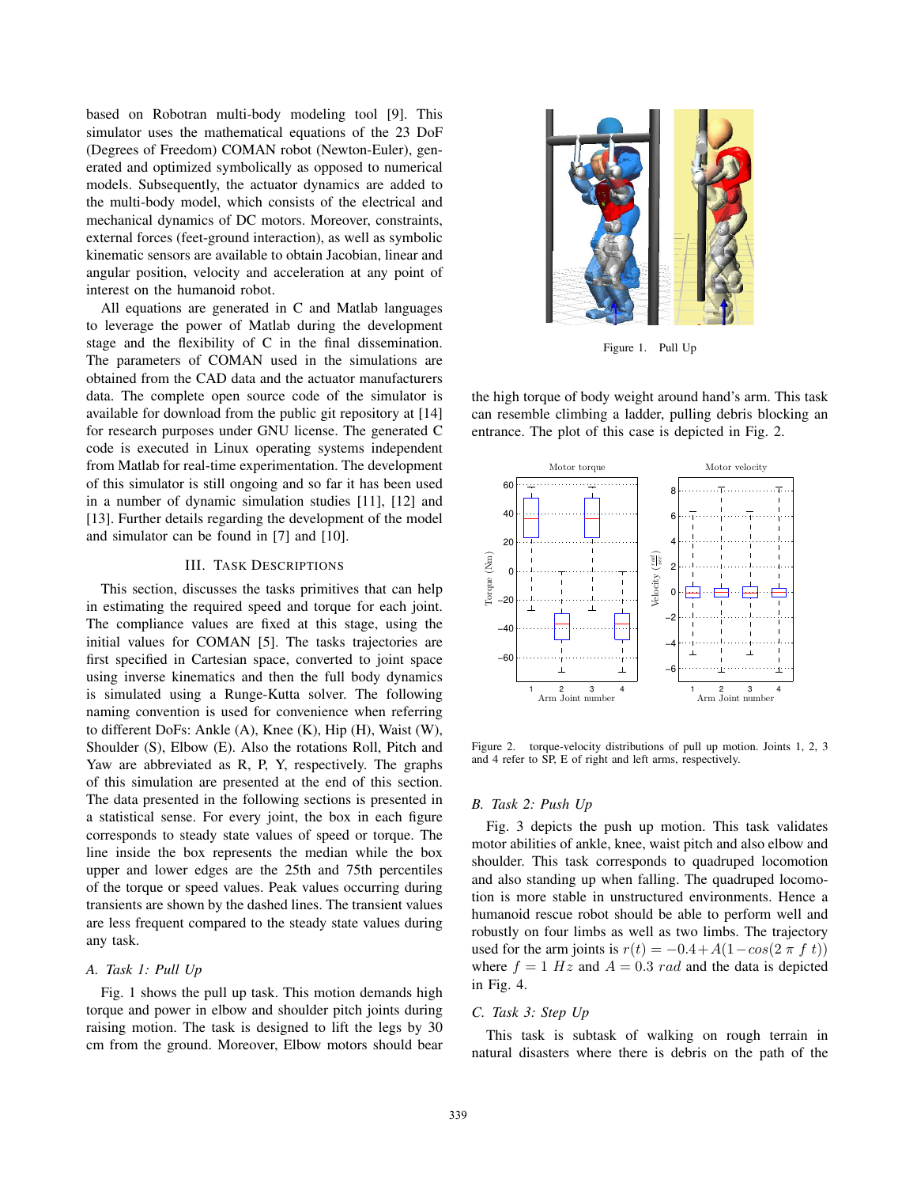based on Robotran multi-body modeling tool [9]. This simulator uses the mathematical equations of the 23 DoF (Degrees of Freedom) COMAN robot (Newton-Euler), generated and optimized symbolically as opposed to numerical models. Subsequently, the actuator dynamics are added to the multi-body model, which consists of the electrical and mechanical dynamics of DC motors. Moreover, constraints, external forces (feet-ground interaction), as well as symbolic kinematic sensors are available to obtain Jacobian, linear and angular position, velocity and acceleration at any point of interest on the humanoid robot.

All equations are generated in C and Matlab languages to leverage the power of Matlab during the development stage and the flexibility of C in the final dissemination. The parameters of COMAN used in the simulations are obtained from the CAD data and the actuator manufacturers data. The complete open source code of the simulator is available for download from the public git repository at [14] for research purposes under GNU license. The generated C code is executed in Linux operating systems independent from Matlab for real-time experimentation. The development of this simulator is still ongoing and so far it has been used in a number of dynamic simulation studies [11], [12] and [13]. Further details regarding the development of the model and simulator can be found in [7] and [10].

## III. Task Descriptions

This section, discusses the tasks primitives that can help in estimating the required speed and torque for each joint. The compliance values are fixed at this stage, using the initial values for COMAN [5]. The tasks trajectories are first specified in Cartesian space, converted to joint space using inverse kinematics and then the full body dynamics is simulated using a Runge-Kutta solver. The following naming convention is used for convenience when referring to different DoFs: Ankle (A), Knee (K), Hip (H), Waist (W), Shoulder (S), Elbow (E). Also the rotations Roll, Pitch and Yaw are abbreviated as R, P, Y, respectively. The graphs of this simulation are presented at the end of this section. The data presented in the following sections is presented in a statistical sense. For every joint, the box in each figure corresponds to steady state values of speed or torque. The line inside the box represents the median while the box upper and lower edges are the 25th and 75th percentiles of the torque or speed values. Peak values occurring during transients are shown by the dashed lines. The transient values are less frequent compared to the steady state values during any task.

### A. Task 1: Pull Up

Fig. 1 shows the pull up task. This motion demands high torque and power in elbow and shoulder pitch joints during raising motion. The task is designed to lift the legs by 30 cm from the ground. Moreover, Elbow motors should bear the high torque of body weight around hand's arm. This task can resemble climbing a ladder, pulling debris blocking an entrance. The plot of this case is depicted in Fig. 2.

Figure 1. Pull Up

Motor torque

Torque (Nm)

60
40
20
0
−20
−40
−60

1 2 3 4

Arm Joint number

Motor velocity

Velocity ($\frac{rad}{sec}$)

8
6
4
2
0
−2
−4
−6

1 2 3 4

Arm Joint number

Figure 2. torque-velocity distributions of pull up motion. Joints 1, 2, 3 and 4 refer to SP, E of right and left arms, respectively.

### B. Task 2: Push Up

Fig. 3 depicts the push up motion. This task validates motor abilities of ankle, knee, waist pitch and also elbow and shoulder. This task corresponds to quadruped locomotion and also standing up when falling. The quadruped locomotion is more stable in unstructured environments. Hence a humanoid rescue robot should be able to perform well and robustly on four limbs as well as two limbs. The trajectory used for the arm joints is $r(t) = -0.4 + A(1 - cos(2\ \pi\ f\ t))$ where $f = 1\ Hz$ and $A = 0.3\ rad$ and the data is depicted in Fig. 4.

### C. Task 3: Step Up

This task is subtask of walking on rough terrain in natural disasters where there is debris on the path of the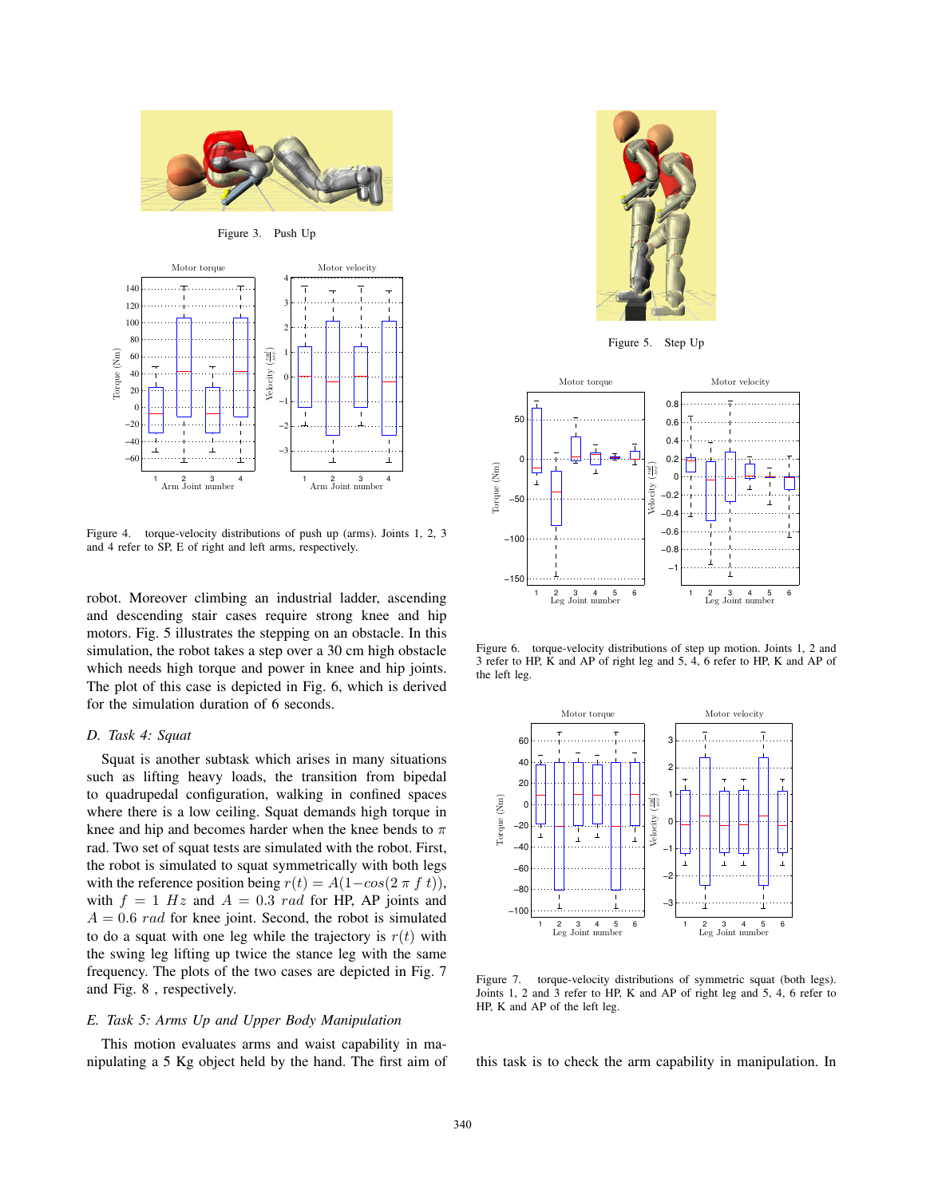Figure 3. Push Up

Figure 4. torque-velocity distributions of push up (arms). Joints 1, 2, 3 and 4 refer to SP, E of right and left arms, respectively.

robot. Moreover climbing an industrial ladder, ascending and descending stair cases require strong knee and hip motors. Fig. 5 illustrates the stepping on an obstacle. In this simulation, the robot takes a step over a 30 cm high obstacle which needs high torque and power in knee and hip joints. The plot of this case is depicted in Fig. 6, which is derived for the simulation duration of 6 seconds.

### *D. Task 4: Squat*

Squat is another subtask which arises in many situations such as lifting heavy loads, the transition from bipedal to quadrupedal configuration, walking in confined spaces where there is a low ceiling. Squat demands high torque in knee and hip and becomes harder when the knee bends to $\pi$ rad. Two set of squat tests are simulated with the robot. First, the robot is simulated to squat symmetrically with both legs with the reference position being $r(t) = A(1-cos(2\,\pi\,f\,t))$, with $f = 1\ Hz$ and $A = 0.3\ rad$ for HP, AP joints and $A = 0.6\ rad$ for knee joint. Second, the robot is simulated to do a squat with one leg while the trajectory is $r(t)$ with the swing leg lifting up twice the stance leg with the same frequency. The plots of the two cases are depicted in Fig. 7 and Fig. 8 , respectively.

### *E. Task 5: Arms Up and Upper Body Manipulation*

This motion evaluates arms and waist capability in manipulating a 5 Kg object held by the hand. The first aim of

Figure 5. Step Up

Figure 6. torque-velocity distributions of step up motion. Joints 1, 2 and 3 refer to HP, K and AP of right leg and 5, 4, 6 refer to HP, K and AP of the left leg.

Figure 7. torque-velocity distributions of symmetric squat (both legs). Joints 1, 2 and 3 refer to HP, K and AP of right leg and 5, 4, 6 refer to HP, K and AP of the left leg.

this task is to check the arm capability in manipulation. In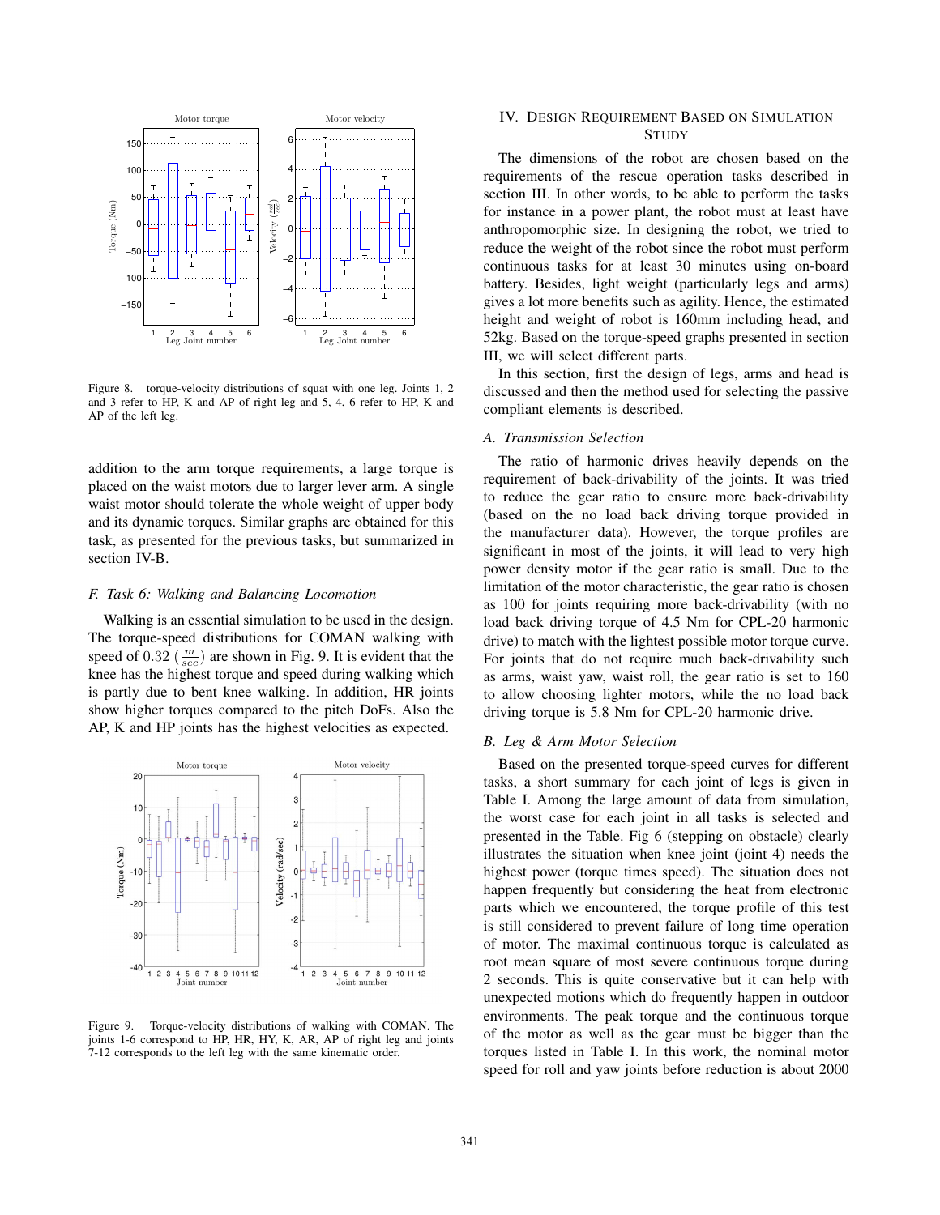Figure 8. torque-velocity distributions of squat with one leg. Joints 1, 2 and 3 refer to HP, K and AP of right leg and 5, 4, 6 refer to HP, K and AP of the left leg.

addition to the arm torque requirements, a large torque is placed on the waist motors due to larger lever arm. A single waist motor should tolerate the whole weight of upper body and its dynamic torques. Similar graphs are obtained for this task, as presented for the previous tasks, but summarized in section IV-B.

### *F. Task 6: Walking and Balancing Locomotion*

Walking is an essential simulation to be used in the design. The torque-speed distributions for COMAN walking with speed of $0.32$ $(\frac{m}{sec})$ are shown in Fig. 9. It is evident that the knee has the highest torque and speed during walking which is partly due to bent knee walking. In addition, HR joints show higher torques compared to the pitch DoFs. Also the AP, K and HP joints has the highest velocities as expected.

Figure 9. Torque-velocity distributions of walking with COMAN. The joints 1-6 correspond to HP, HR, HY, K, AR, AP of right leg and joints 7-12 corresponds to the left leg with the same kinematic order.

## IV. Design Requirement Based on Simulation Study

The dimensions of the robot are chosen based on the requirements of the rescue operation tasks described in section III. In other words, to be able to perform the tasks for instance in a power plant, the robot must at least have anthropomorphic size. In designing the robot, we tried to reduce the weight of the robot since the robot must perform continuous tasks for at least 30 minutes using on-board battery. Besides, light weight (particularly legs and arms) gives a lot more benefits such as agility. Hence, the estimated height and weight of robot is 160mm including head, and 52kg. Based on the torque-speed graphs presented in section III, we will select different parts.

In this section, first the design of legs, arms and head is discussed and then the method used for selecting the passive compliant elements is described.

### *A. Transmission Selection*

The ratio of harmonic drives heavily depends on the requirement of back-drivability of the joints. It was tried to reduce the gear ratio to ensure more back-drivability (based on the no load back driving torque provided in the manufacturer data). However, the torque profiles are significant in most of the joints, it will lead to very high power density motor if the gear ratio is small. Due to the limitation of the motor characteristic, the gear ratio is chosen as 100 for joints requiring more back-drivability (with no load back driving torque of 4.5 Nm for CPL-20 harmonic drive) to match with the lightest possible motor torque curve. For joints that do not require much back-drivability such as arms, waist yaw, waist roll, the gear ratio is set to 160 to allow choosing lighter motors, while the no load back driving torque is 5.8 Nm for CPL-20 harmonic drive.

### *B. Leg & Arm Motor Selection*

Based on the presented torque-speed curves for different tasks, a short summary for each joint of legs is given in Table I. Among the large amount of data from simulation, the worst case for each joint in all tasks is selected and presented in the Table. Fig 6 (stepping on obstacle) clearly illustrates the situation when knee joint (joint 4) needs the highest power (torque times speed). The situation does not happen frequently but considering the heat from electronic parts which we encountered, the torque profile of this test is still considered to prevent failure of long time operation of motor. The maximal continuous torque is calculated as root mean square of most severe continuous torque during 2 seconds. This is quite conservative but it can help with unexpected motions which do frequently happen in outdoor environments. The peak torque and the continuous torque of the motor as well as the gear must be bigger than the torques listed in Table I. In this work, the nominal motor speed for roll and yaw joints before reduction is about 2000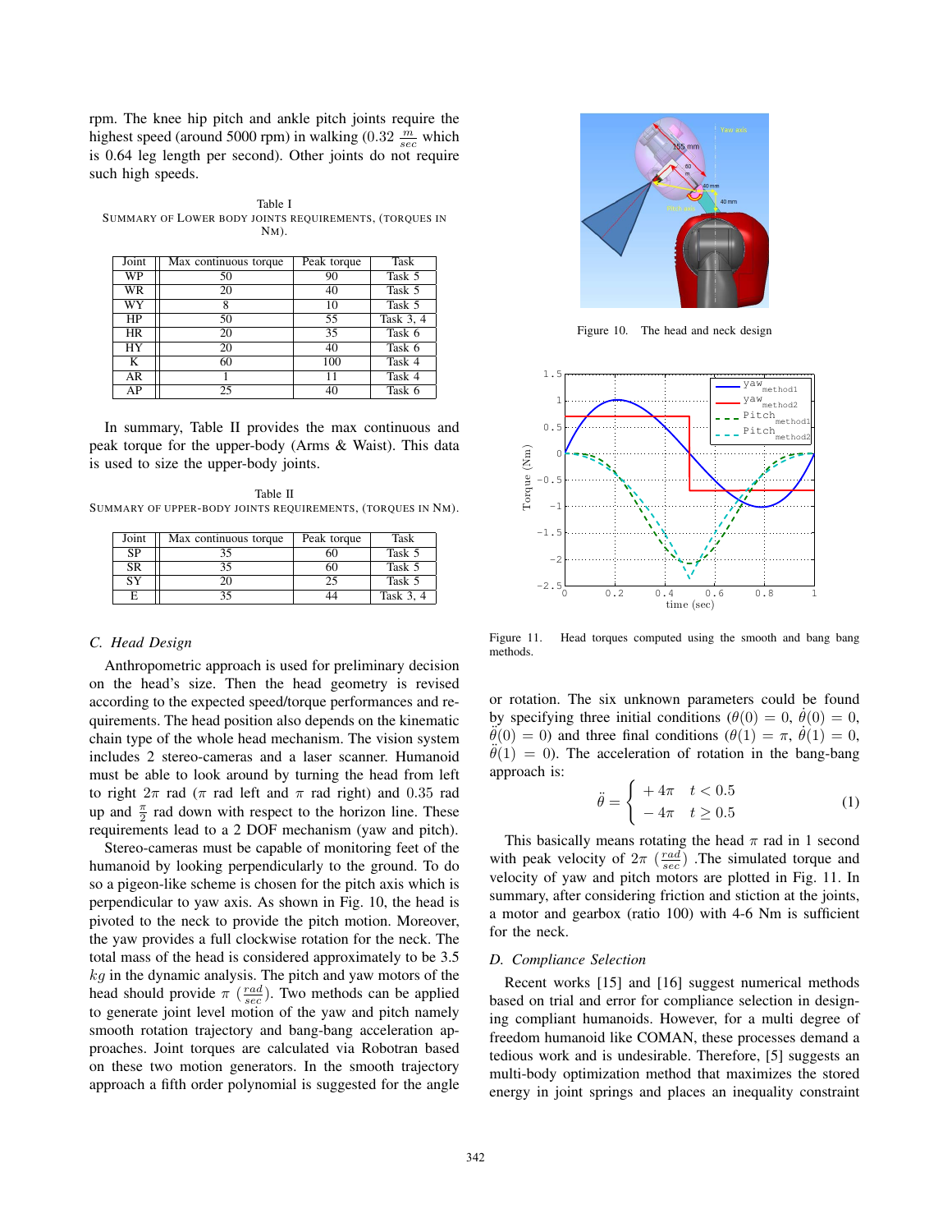rpm. The knee hip pitch and ankle pitch joints require the highest speed (around 5000 rpm) in walking (0.32 $\frac{m}{sec}$ which is 0.64 leg length per second). Other joints do not require such high speeds.

Table I
SUMMARY OF LOWER BODY JOINTS REQUIREMENTS, (TORQUES IN NM).

| Joint | Max continuous torque | Peak torque | Task |
|---|---|---|---|
| WP | 50 | 90 | Task 5 |
| WR | 20 | 40 | Task 5 |
| WY | 8 | 10 | Task 5 |
| HP | 50 | 55 | Task 3, 4 |
| HR | 20 | 35 | Task 6 |
| HY | 20 | 40 | Task 6 |
| K | 60 | 100 | Task 4 |
| AR | 1 | 11 | Task 4 |
| AP | 25 | 40 | Task 6 |

In summary, Table II provides the max continuous and peak torque for the upper-body (Arms & Waist). This data is used to size the upper-body joints.

Table II
SUMMARY OF UPPER-BODY JOINTS REQUIREMENTS, (TORQUES IN NM).

| Joint | Max continuous torque | Peak torque | Task |
|---|---|---|---|
| SP | 35 | 60 | Task 5 |
| SR | 35 | 60 | Task 5 |
| SY | 20 | 25 | Task 5 |
| E | 35 | 44 | Task 3, 4 |

### C. Head Design

Anthropometric approach is used for preliminary decision on the head's size. Then the head geometry is revised according to the expected speed/torque performances and requirements. The head position also depends on the kinematic chain type of the whole head mechanism. The vision system includes 2 stereo-cameras and a laser scanner. Humanoid must be able to look around by turning the head from left to right $2\pi$ rad ($\pi$ rad left and $\pi$ rad right) and 0.35 rad up and $\frac{\pi}{2}$ rad down with respect to the horizon line. These requirements lead to a 2 DOF mechanism (yaw and pitch).

Stereo-cameras must be capable of monitoring feet of the humanoid by looking perpendicularly to the ground. To do so a pigeon-like scheme is chosen for the pitch axis which is perpendicular to yaw axis. As shown in Fig. 10, the head is pivoted to the neck to provide the pitch motion. Moreover, the yaw provides a full clockwise rotation for the neck. The total mass of the head is considered approximately to be 3.5 $kg$ in the dynamic analysis. The pitch and yaw motors of the head should provide $\pi$ $(\frac{rad}{sec})$. Two methods can be applied to generate joint level motion of the yaw and pitch namely smooth rotation trajectory and bang-bang acceleration approaches. Joint torques are calculated via Robotran based on these two motion generators. In the smooth trajectory approach a fifth order polynomial is suggested for the angle or rotation. The six unknown parameters could be found by specifying three initial conditions ($\theta(0) = 0$, $\dot{\theta}(0) = 0$, $\ddot{\theta}(0) = 0$) and three final conditions ($\theta(1) = \pi$, $\dot{\theta}(1) = 0$, $\ddot{\theta}(1) = 0$). The acceleration of rotation in the bang-bang approach is:

$$\ddot{\theta} = \begin{cases} +4\pi & t < 0.5 \\ -4\pi & t \geq 0.5 \end{cases} \tag{1}$$

This basically means rotating the head $\pi$ rad in 1 second with peak velocity of $2\pi$ $(\frac{rad}{sec})$ .The simulated torque and velocity of yaw and pitch motors are plotted in Fig. 11. In summary, after considering friction and stiction at the joints, a motor and gearbox (ratio 100) with 4-6 Nm is sufficient for the neck.

Figure 10. The head and neck design

Figure 11. Head torques computed using the smooth and bang bang methods.

### D. Compliance Selection

Recent works [15] and [16] suggest numerical methods based on trial and error for compliance selection in designing compliant humanoids. However, for a multi degree of freedom humanoid like COMAN, these processes demand a tedious work and is undesirable. Therefore, [5] suggests an multi-body optimization method that maximizes the stored energy in joint springs and places an inequality constraint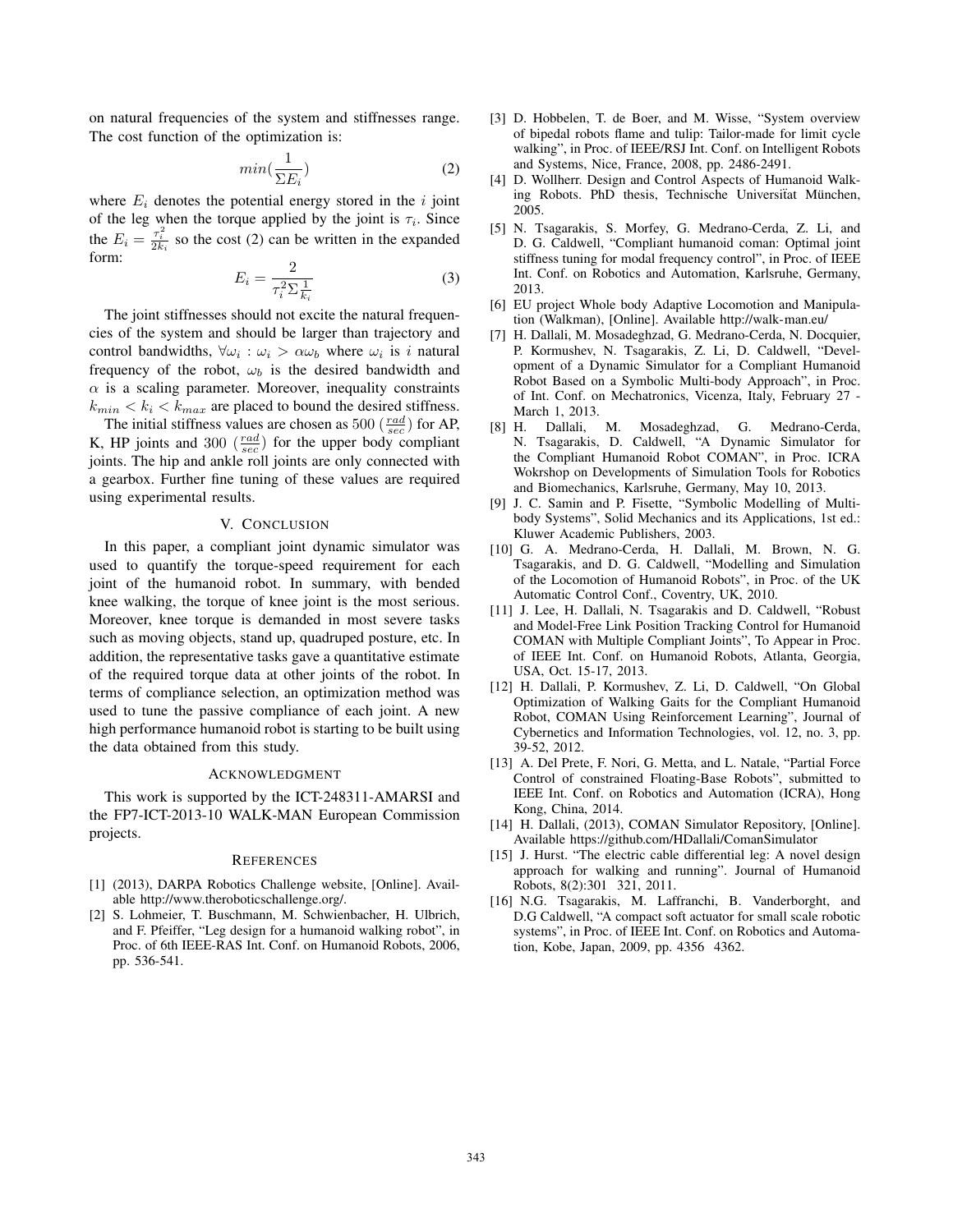on natural frequencies of the system and stiffnesses range. The cost function of the optimization is:

$$min(\frac{1}{\Sigma E_i}) \tag{2}$$

where $E_i$ denotes the potential energy stored in the $i$ joint of the leg when the torque applied by the joint is $\tau_i$. Since the $E_i = \frac{\tau_i^2}{2k_i}$ so the cost (2) can be written in the expanded form:

$$E_i = \frac{2}{\tau_i^2 \Sigma \frac{1}{k_i}} \tag{3}$$

The joint stiffnesses should not excite the natural frequencies of the system and should be larger than trajectory and control bandwidths, $\forall \omega_i : \omega_i > \alpha\omega_b$ where $\omega_i$ is $i$ natural frequency of the robot, $\omega_b$ is the desired bandwidth and $\alpha$ is a scaling parameter. Moreover, inequality constraints $k_{min} < k_i < k_{max}$ are placed to bound the desired stiffness.

The initial stiffness values are chosen as $500$ $(\frac{rad}{sec})$ for AP, K, HP joints and $300$ $(\frac{rad}{sec})$ for the upper body compliant joints. The hip and ankle roll joints are only connected with a gearbox. Further fine tuning of these values are required using experimental results.

## V. Conclusion

In this paper, a compliant joint dynamic simulator was used to quantify the torque-speed requirement for each joint of the humanoid robot. In summary, with bended knee walking, the torque of knee joint is the most serious. Moreover, knee torque is demanded in most severe tasks such as moving objects, stand up, quadruped posture, etc. In addition, the representative tasks gave a quantitative estimate of the required torque data at other joints of the robot. In terms of compliance selection, an optimization method was used to tune the passive compliance of each joint. A new high performance humanoid robot is starting to be built using the data obtained from this study.

## Acknowledgment

This work is supported by the ICT-248311-AMARSI and the FP7-ICT-2013-10 WALK-MAN European Commission projects.

## References

[1] (2013), DARPA Robotics Challenge website, [Online]. Available http://www.theroboticschallenge.org/.

[2] S. Lohmeier, T. Buschmann, M. Schwienbacher, H. Ulbrich, and F. Pfeiffer, "Leg design for a humanoid walking robot", in Proc. of 6th IEEE-RAS Int. Conf. on Humanoid Robots, 2006, pp. 536-541.

[3] D. Hobbelen, T. de Boer, and M. Wisse, "System overview of bipedal robots flame and tulip: Tailor-made for limit cycle walking", in Proc. of IEEE/RSJ Int. Conf. on Intelligent Robots and Systems, Nice, France, 2008, pp. 2486-2491.

[4] D. Wollherr. Design and Control Aspects of Humanoid Walking Robots. PhD thesis, Technische Universiẗat München, 2005.

[5] N. Tsagarakis, S. Morfey, G. Medrano-Cerda, Z. Li, and D. G. Caldwell, "Compliant humanoid coman: Optimal joint stiffness tuning for modal frequency control", in Proc. of IEEE Int. Conf. on Robotics and Automation, Karlsruhe, Germany, 2013.

[6] EU project Whole body Adaptive Locomotion and Manipulation (Walkman), [Online]. Available http://walk-man.eu/

[7] H. Dallali, M. Mosadeghzad, G. Medrano-Cerda, N. Docquier, P. Kormushev, N. Tsagarakis, Z. Li, D. Caldwell, "Development of a Dynamic Simulator for a Compliant Humanoid Robot Based on a Symbolic Multi-body Approach", in Proc. of Int. Conf. on Mechatronics, Vicenza, Italy, February 27 - March 1, 2013.

[8] H. Dallali, M. Mosadeghzad, G. Medrano-Cerda, N. Tsagarakis, D. Caldwell, "A Dynamic Simulator for the Compliant Humanoid Robot COMAN", in Proc. ICRA Wokrshop on Developments of Simulation Tools for Robotics and Biomechanics, Karlsruhe, Germany, May 10, 2013.

[9] J. C. Samin and P. Fisette, "Symbolic Modelling of Multibody Systems", Solid Mechanics and its Applications, 1st ed.: Kluwer Academic Publishers, 2003.

[10] G. A. Medrano-Cerda, H. Dallali, M. Brown, N. G. Tsagarakis, and D. G. Caldwell, "Modelling and Simulation of the Locomotion of Humanoid Robots", in Proc. of the UK Automatic Control Conf., Coventry, UK, 2010.

[11] J. Lee, H. Dallali, N. Tsagarakis and D. Caldwell, "Robust and Model-Free Link Position Tracking Control for Humanoid COMAN with Multiple Compliant Joints", To Appear in Proc. of IEEE Int. Conf. on Humanoid Robots, Atlanta, Georgia, USA, Oct. 15-17, 2013.

[12] H. Dallali, P. Kormushev, Z. Li, D. Caldwell, "On Global Optimization of Walking Gaits for the Compliant Humanoid Robot, COMAN Using Reinforcement Learning", Journal of Cybernetics and Information Technologies, vol. 12, no. 3, pp. 39-52, 2012.

[13] A. Del Prete, F. Nori, G. Metta, and L. Natale, "Partial Force Control of constrained Floating-Base Robots", submitted to IEEE Int. Conf. on Robotics and Automation (ICRA), Hong Kong, China, 2014.

[14] H. Dallali, (2013), COMAN Simulator Repository, [Online]. Available https://github.com/HDallali/ComanSimulator

[15] J. Hurst. "The electric cable differential leg: A novel design approach for walking and running". Journal of Humanoid Robots, 8(2):301 321, 2011.

[16] N.G. Tsagarakis, M. Laffranchi, B. Vanderborght, and D.G Caldwell, "A compact soft actuator for small scale robotic systems", in Proc. of IEEE Int. Conf. on Robotics and Automation, Kobe, Japan, 2009, pp. 4356 4362.